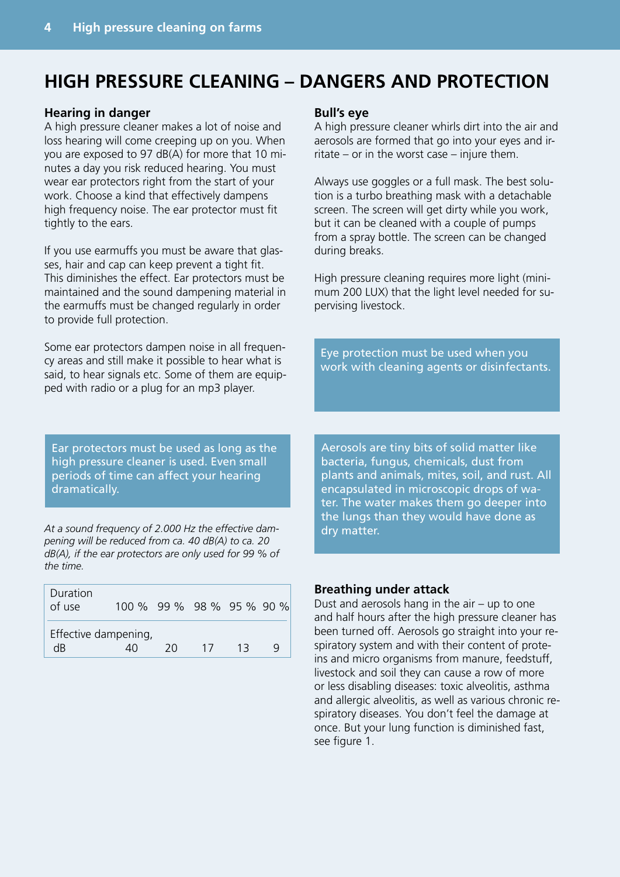# HIGH PRESSURE CLEANING – DANGERS AND PROTECTION

### Hearing in danger

A high pressure cleaner makes a lot of noise and loss hearing will come creeping up on you. When you are exposed to 97 dB(A) for more that 10 minutes a day you risk reduced hearing. You must wear ear protectors right from the start of your work. Choose a kind that effectively dampens high frequency noise. The ear protector must fit tightly to the ears.

If you use earmuffs you must be aware that glasses, hair and cap can keep prevent a tight fit. This diminishes the effect. Ear protectors must be maintained and the sound dampening material in the earmuffs must be changed regularly in order to provide full protection.

Some ear protectors dampen noise in all frequency areas and still make it possible to hear what is said, to hear signals etc. Some of them are equipped with radio or a plug for an mp3 player.

Ear protectors must be used as long as the high pressure cleaner is used. Even small periods of time can affect your hearing dramatically.

*At a sound frequency of 2.000 Hz the effective dampening will be reduced from ca. 40 dB(A) to ca. 20 dB(A), if the ear protectors are only used for 99 % of the time.*

| Duration of use | 100 % | 99 % | 98 % | 95 % | 90 % |
|---|---|---|---|---|---|
| Effective dampening, dB | 40 | 20 | 17 | 13 | 9 |

### Bull's eye

A high pressure cleaner whirls dirt into the air and aerosols are formed that go into your eyes and irritate – or in the worst case – injure them.

Always use goggles or a full mask. The best solution is a turbo breathing mask with a detachable screen. The screen will get dirty while you work, but it can be cleaned with a couple of pumps from a spray bottle. The screen can be changed during breaks.

High pressure cleaning requires more light (minimum 200 LUX) that the light level needed for supervising livestock.

Eye protection must be used when you work with cleaning agents or disinfectants.

Aerosols are tiny bits of solid matter like bacteria, fungus, chemicals, dust from plants and animals, mites, soil, and rust. All encapsulated in microscopic drops of water. The water makes them go deeper into the lungs than they would have done as dry matter.

### Breathing under attack

Dust and aerosols hang in the air – up to one and half hours after the high pressure cleaner has been turned off. Aerosols go straight into your respiratory system and with their content of proteins and micro organisms from manure, feedstuff, livestock and soil they can cause a row of more or less disabling diseases: toxic alveolitis, asthma and allergic alveolitis, as well as various chronic respiratory diseases. You don't feel the damage at once. But your lung function is diminished fast, see figure 1.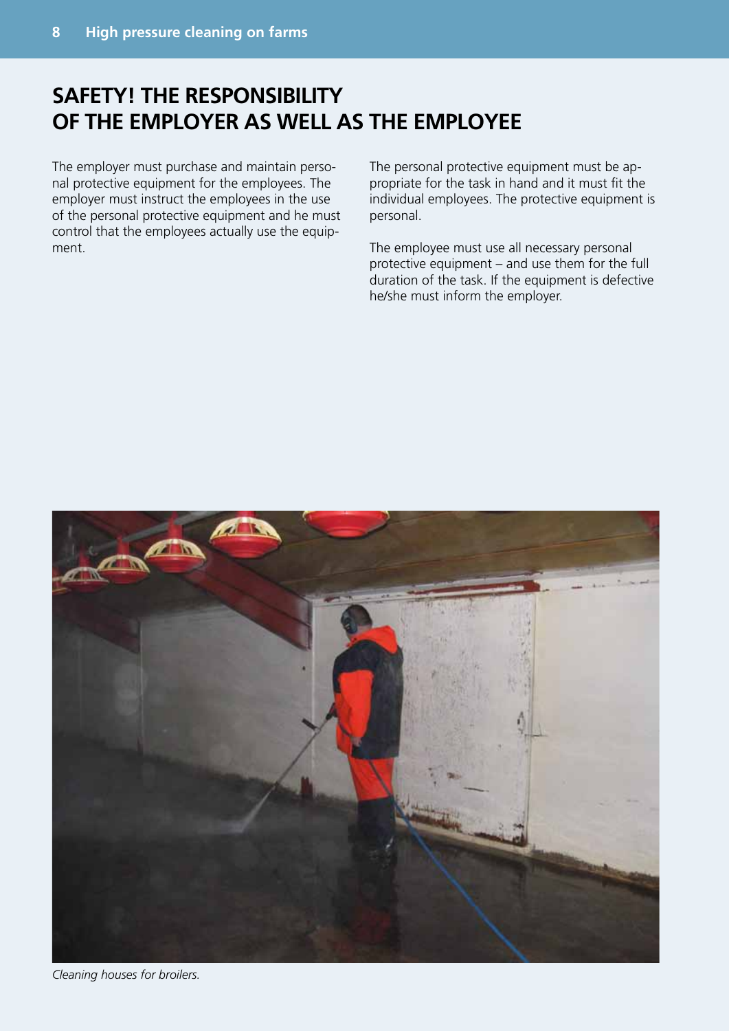# SAFETY! THE RESPONSIBILITY OF THE EMPLOYER AS WELL AS THE EMPLOYEE

The employer must purchase and maintain personal protective equipment for the employees. The employer must instruct the employees in the use of the personal protective equipment and he must control that the employees actually use the equipment.

The personal protective equipment must be appropriate for the task in hand and it must fit the individual employees. The protective equipment is personal.

The employee must use all necessary personal protective equipment – and use them for the full duration of the task. If the equipment is defective he/she must inform the employer.

*Cleaning houses for broilers.*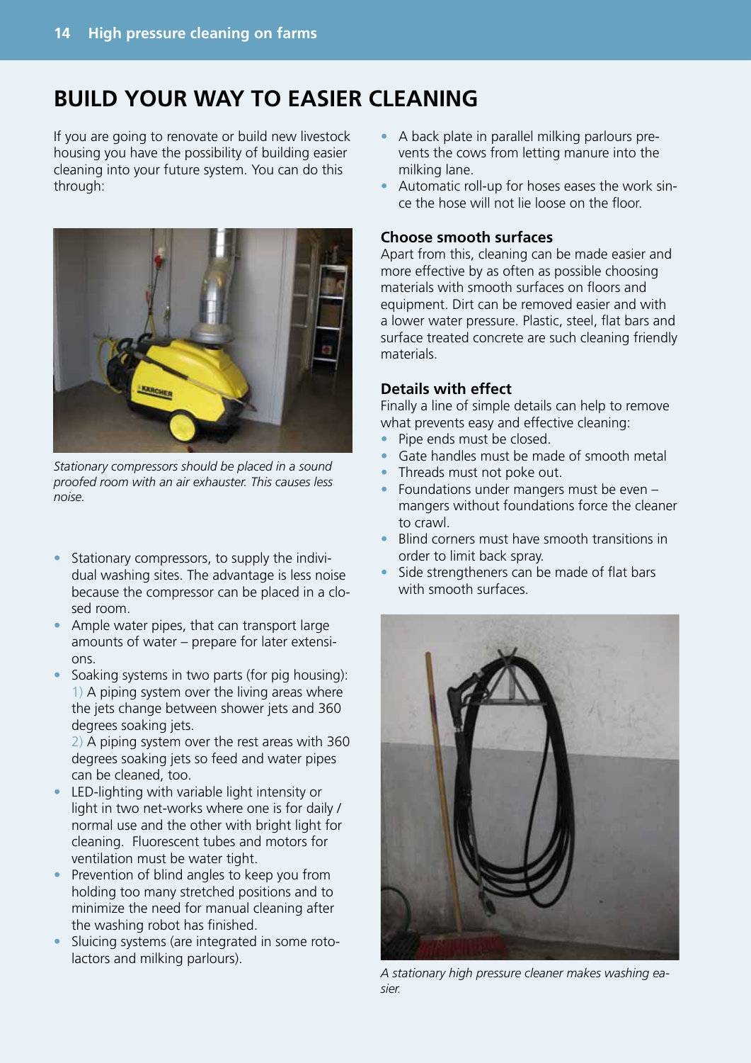# BUILD YOUR WAY TO EASIER CLEANING

If you are going to renovate or build new livestock housing you have the possibility of building easier cleaning into your future system. You can do this through:

*Stationary compressors should be placed in a sound proofed room with an air exhauster. This causes less noise.*

- Stationary compressors, to supply the individual washing sites. The advantage is less noise because the compressor can be placed in a closed room.
- Ample water pipes, that can transport large amounts of water – prepare for later extensions.
- Soaking systems in two parts (for pig housing):
  1) A piping system over the living areas where the jets change between shower jets and 360 degrees soaking jets.
  2) A piping system over the rest areas with 360 degrees soaking jets so feed and water pipes can be cleaned, too.
- LED-lighting with variable light intensity or light in two net-works where one is for daily / normal use and the other with bright light for cleaning. Fluorescent tubes and motors for ventilation must be water tight.
- Prevention of blind angles to keep you from holding too many stretched positions and to minimize the need for manual cleaning after the washing robot has finished.
- Sluicing systems (are integrated in some rotolactors and milking parlours).
- A back plate in parallel milking parlours prevents the cows from letting manure into the milking lane.
- Automatic roll-up for hoses eases the work since the hose will not lie loose on the floor.

### Choose smooth surfaces

Apart from this, cleaning can be made easier and more effective by as often as possible choosing materials with smooth surfaces on floors and equipment. Dirt can be removed easier and with a lower water pressure. Plastic, steel, flat bars and surface treated concrete are such cleaning friendly materials.

### Details with effect

Finally a line of simple details can help to remove what prevents easy and effective cleaning:

- Pipe ends must be closed.
- Gate handles must be made of smooth metal
- Threads must not poke out.
- Foundations under mangers must be even – mangers without foundations force the cleaner to crawl.
- Blind corners must have smooth transitions in order to limit back spray.
- Side strengtheners can be made of flat bars with smooth surfaces.

*A stationary high pressure cleaner makes washing easier.*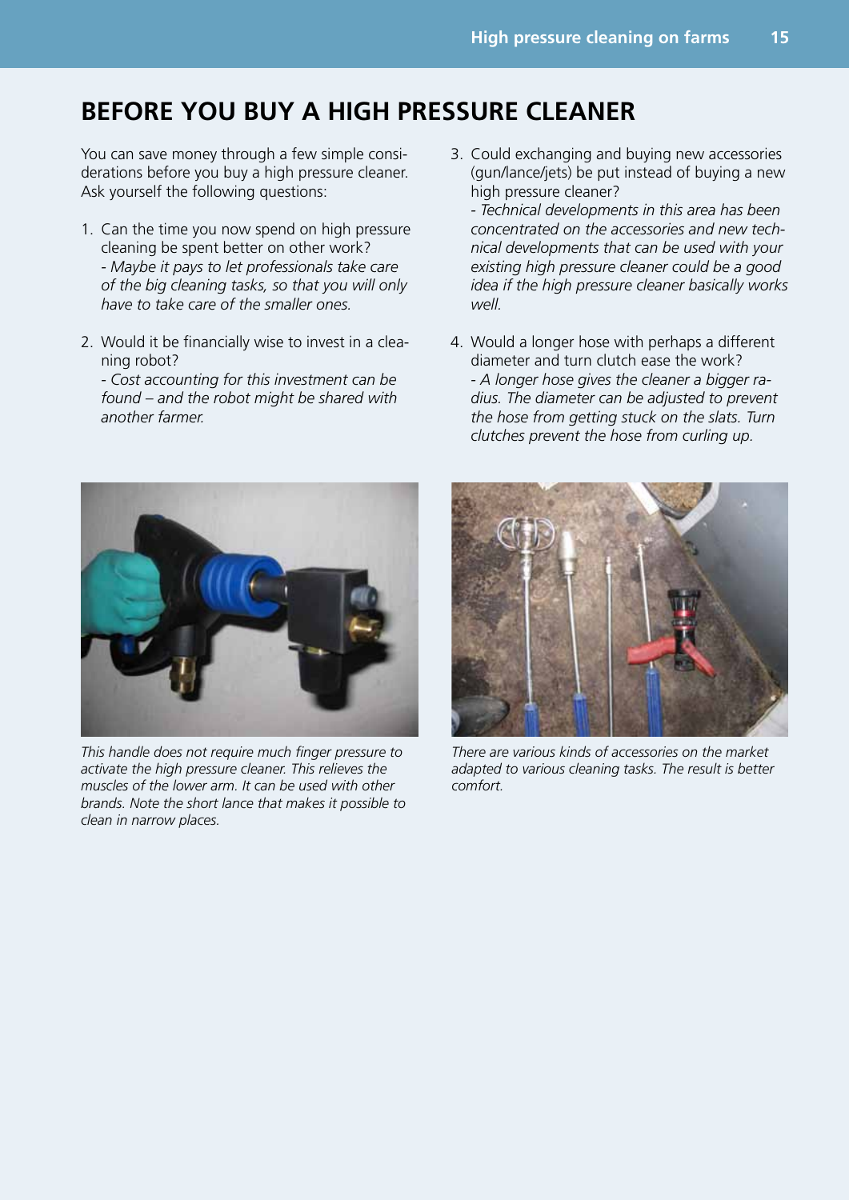# BEFORE YOU BUY A HIGH PRESSURE CLEANER

You can save money through a few simple considerations before you buy a high pressure cleaner. Ask yourself the following questions:

1. Can the time you now spend on high pressure cleaning be spent better on other work?
   *- Maybe it pays to let professionals take care of the big cleaning tasks, so that you will only have to take care of the smaller ones.*

2. Would it be financially wise to invest in a cleaning robot?
   *- Cost accounting for this investment can be found – and the robot might be shared with another farmer.*

3. Could exchanging and buying new accessories (gun/lance/jets) be put instead of buying a new high pressure cleaner?
   *- Technical developments in this area has been concentrated on the accessories and new technical developments that can be used with your existing high pressure cleaner could be a good idea if the high pressure cleaner basically works well.*

4. Would a longer hose with perhaps a different diameter and turn clutch ease the work?
   *- A longer hose gives the cleaner a bigger radius. The diameter can be adjusted to prevent the hose from getting stuck on the slats. Turn clutches prevent the hose from curling up.*

*This handle does not require much finger pressure to activate the high pressure cleaner. This relieves the muscles of the lower arm. It can be used with other brands. Note the short lance that makes it possible to clean in narrow places.*

*There are various kinds of accessories on the market adapted to various cleaning tasks. The result is better comfort.*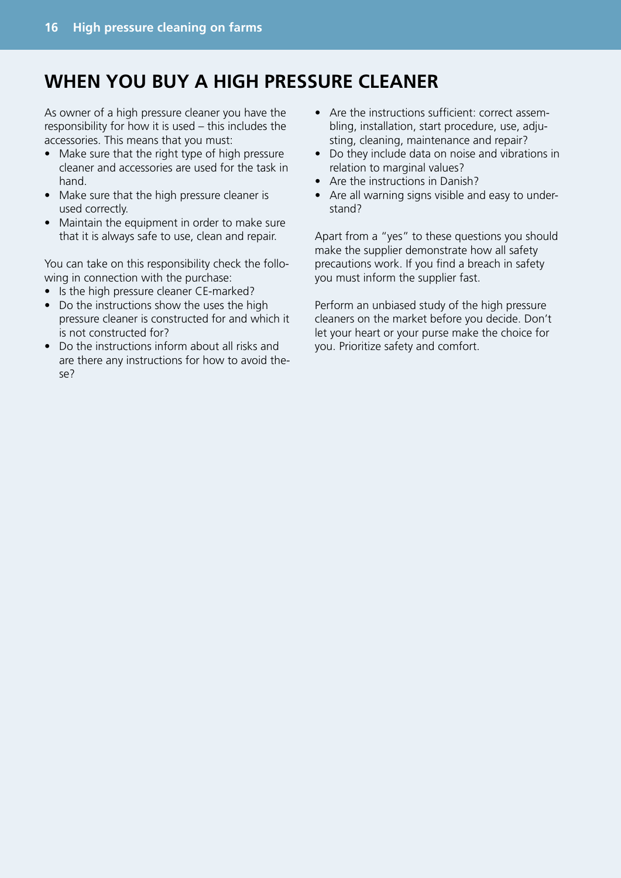# WHEN YOU BUY A HIGH PRESSURE CLEANER

As owner of a high pressure cleaner you have the responsibility for how it is used – this includes the accessories. This means that you must:

- Make sure that the right type of high pressure cleaner and accessories are used for the task in hand.
- Make sure that the high pressure cleaner is used correctly.
- Maintain the equipment in order to make sure that it is always safe to use, clean and repair.

You can take on this responsibility check the following in connection with the purchase:

- Is the high pressure cleaner CE-marked?
- Do the instructions show the uses the high pressure cleaner is constructed for and which it is not constructed for?
- Do the instructions inform about all risks and are there any instructions for how to avoid these?
- Are the instructions sufficient: correct assembling, installation, start procedure, use, adjusting, cleaning, maintenance and repair?
- Do they include data on noise and vibrations in relation to marginal values?
- Are the instructions in Danish?
- Are all warning signs visible and easy to understand?

Apart from a "yes" to these questions you should make the supplier demonstrate how all safety precautions work. If you find a breach in safety you must inform the supplier fast.

Perform an unbiased study of the high pressure cleaners on the market before you decide. Don't let your heart or your purse make the choice for you. Prioritize safety and comfort.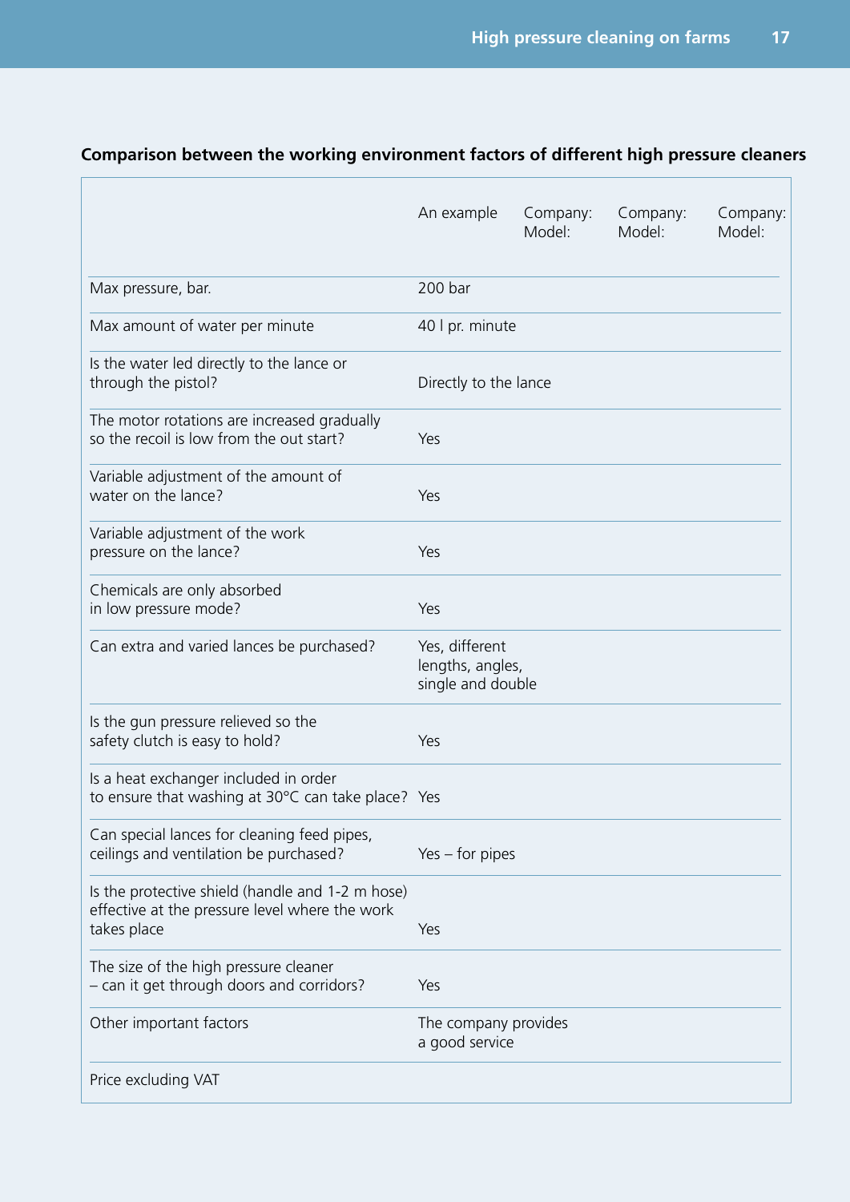**Comparison between the working environment factors of different high pressure cleaners**

| | An example | Company: Model: | Company: Model: | Company: Model: |
|---|---|---|---|---|
| Max pressure, bar. | 200 bar | | | |
| Max amount of water per minute | 40 l pr. minute | | | |
| Is the water led directly to the lance or through the pistol? | Directly to the lance | | | |
| The motor rotations are increased gradually so the recoil is low from the out start? | Yes | | | |
| Variable adjustment of the amount of water on the lance? | Yes | | | |
| Variable adjustment of the work pressure on the lance? | Yes | | | |
| Chemicals are only absorbed in low pressure mode? | Yes | | | |
| Can extra and varied lances be purchased? | Yes, different lengths, angles, single and double | | | |
| Is the gun pressure relieved so the safety clutch is easy to hold? | Yes | | | |
| Is a heat exchanger included in order to ensure that washing at 30°C can take place? | Yes | | | |
| Can special lances for cleaning feed pipes, ceilings and ventilation be purchased? | Yes – for pipes | | | |
| Is the protective shield (handle and 1-2 m hose) effective at the pressure level where the work takes place | Yes | | | |
| The size of the high pressure cleaner – can it get through doors and corridors? | Yes | | | |
| Other important factors | The company provides a good service | | | |
| Price excluding VAT | | | | |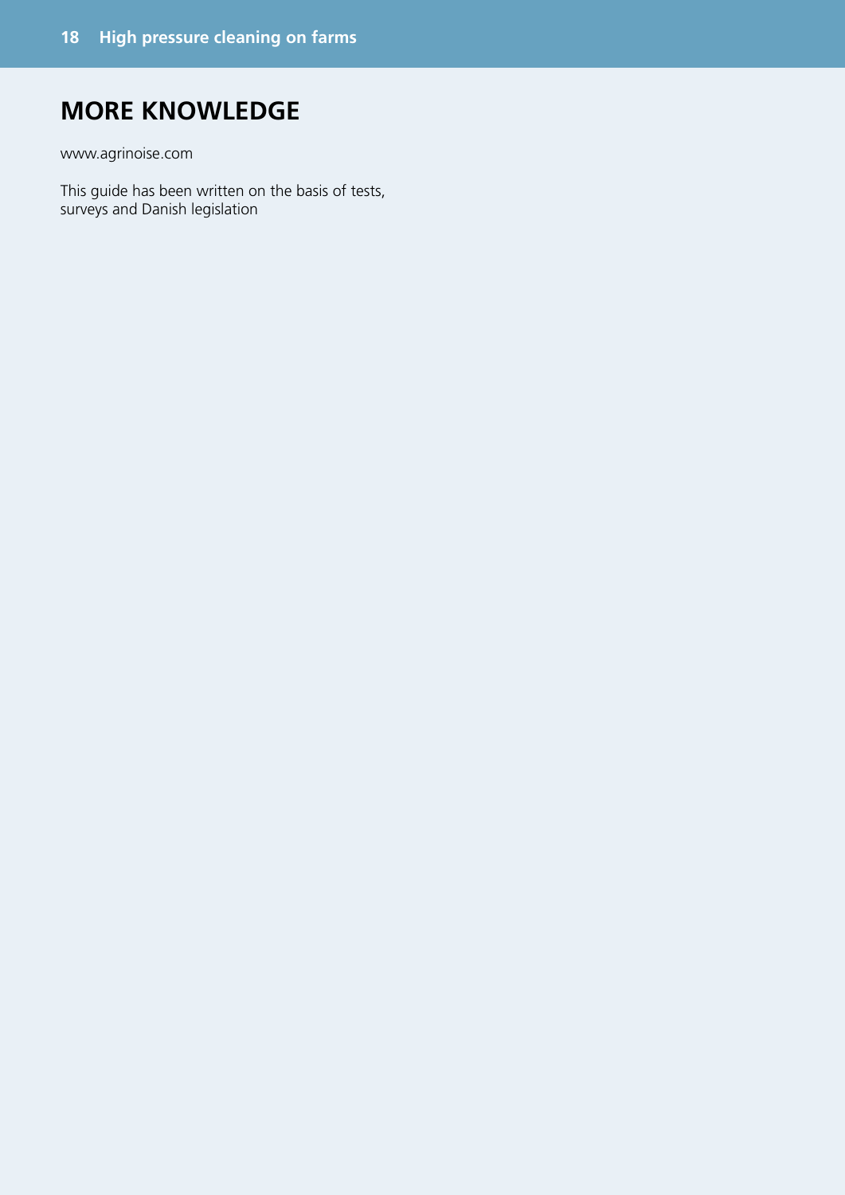# MORE KNOWLEDGE

www.agrinoise.com

This guide has been written on the basis of tests, surveys and Danish legislation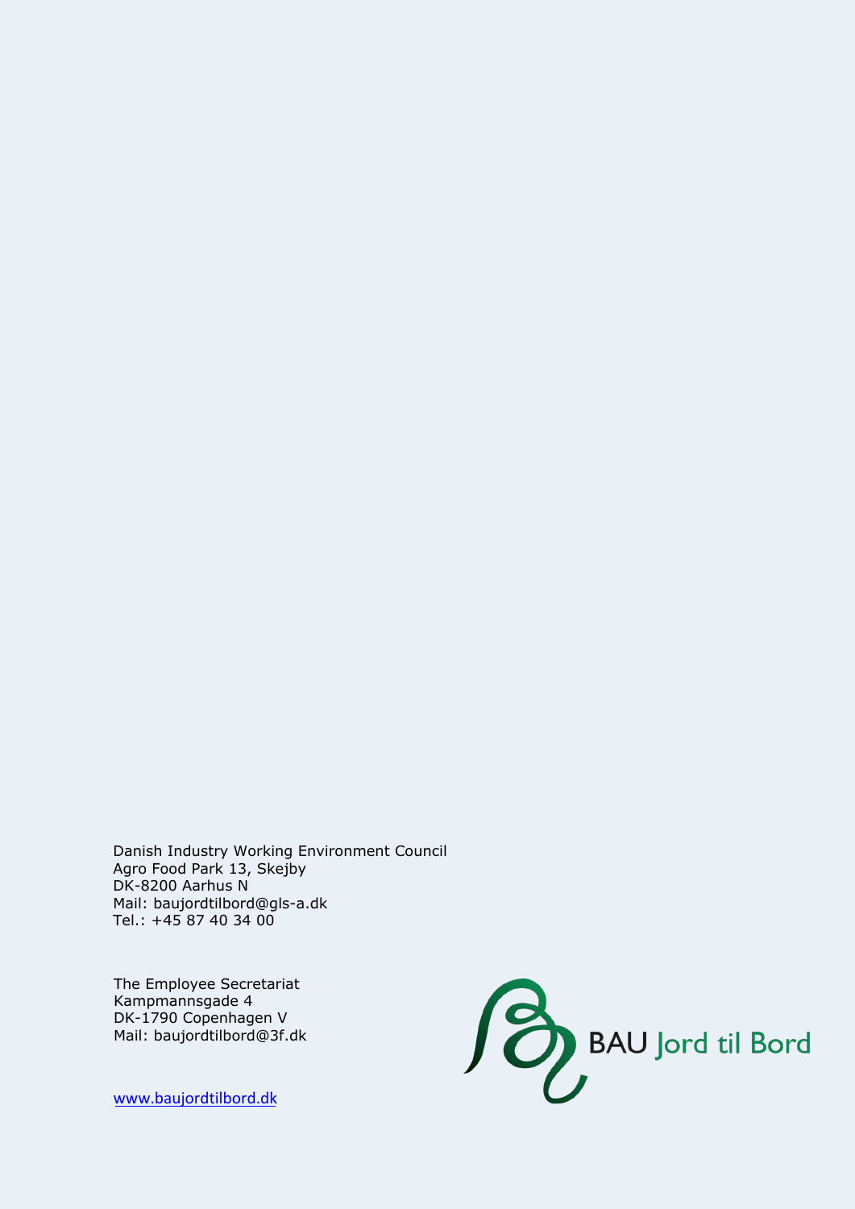Danish Industry Working Environment Council
Agro Food Park 13, Skejby
DK-8200 Aarhus N
Mail: baujordtilbord@gls-a.dk
Tel.: +45 87 40 34 00

The Employee Secretariat
Kampmannsgade 4
DK-1790 Copenhagen V
Mail: baujordtilbord@3f.dk

www.baujordtilbord.dk

BAU Jord til Bord